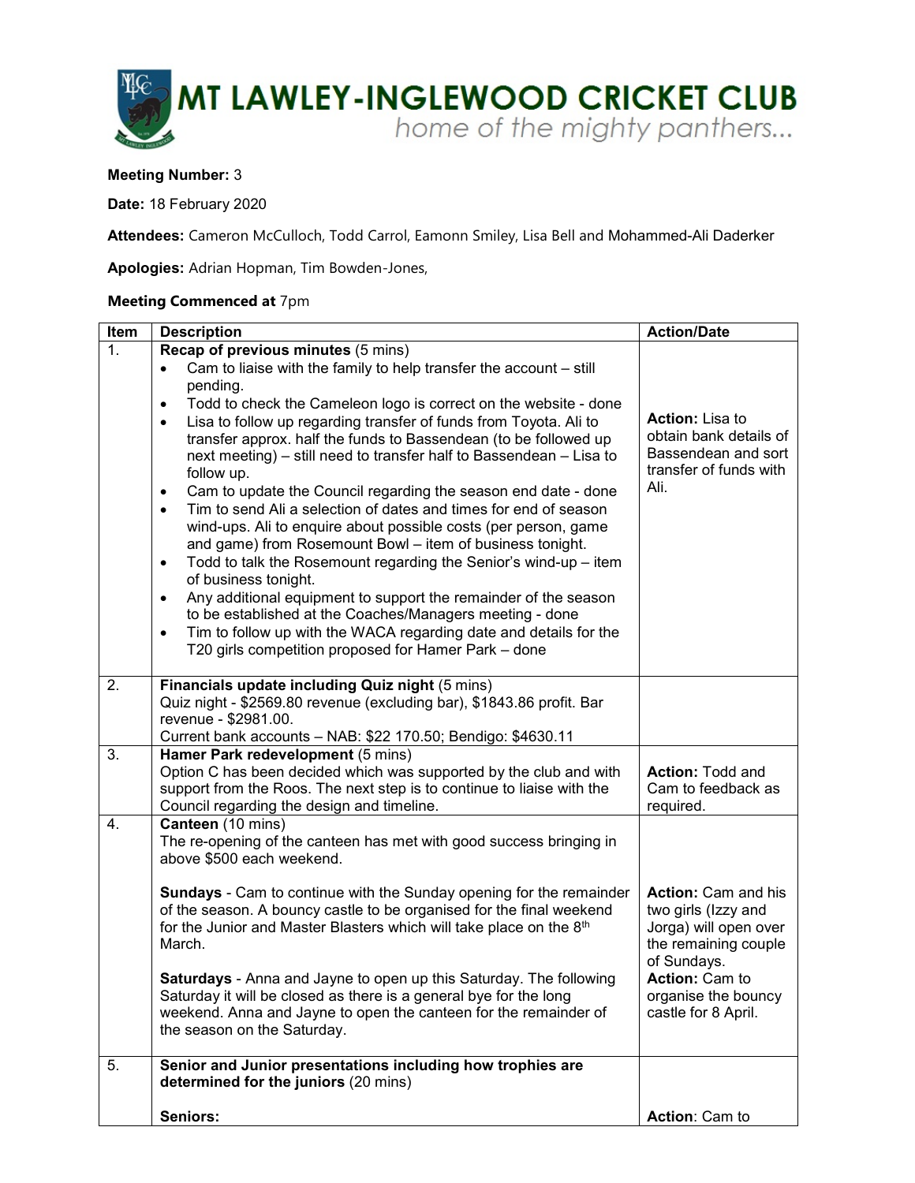# MT LAWLEY-INGLEWOOD CRICKET CLUB

*home of the mighty panthers...*

**Meeting Number:** 3

**Date:** 18 February 2020

**Attendees:** Cameron McCulloch, Todd Carrol, Eamonn Smiley, Lisa Bell and Mohammed-Ali Daderker

**Apologies:** Adrian Hopman, Tim Bowden-Jones,

**Meeting Commenced at** 7pm

| Item | Description | Action/Date |
| --- | --- | --- |
| 1. | **Recap of previous minutes** (5 mins)<br>• Cam to liaise with the family to help transfer the account – still pending.<br>• Todd to check the Cameleon logo is correct on the website - done<br>• Lisa to follow up regarding transfer of funds from Toyota. Ali to transfer approx. half the funds to Bassendean (to be followed up next meeting) – still need to transfer half to Bassendean – Lisa to follow up.<br>• Cam to update the Council regarding the season end date - done<br>• Tim to send Ali a selection of dates and times for end of season wind-ups. Ali to enquire about possible costs (per person, game and game) from Rosemount Bowl – item of business tonight.<br>• Todd to talk the Rosemount regarding the Senior's wind-up – item of business tonight.<br>• Any additional equipment to support the remainder of the season to be established at the Coaches/Managers meeting - done<br>• Tim to follow up with the WACA regarding date and details for the T20 girls competition proposed for Hamer Park – done | **Action:** Lisa to obtain bank details of Bassendean and sort transfer of funds with Ali. |
| 2. | **Financials update including Quiz night** (5 mins)<br>Quiz night - $2569.80 revenue (excluding bar), $1843.86 profit. Bar revenue - $2981.00.<br>Current bank accounts – NAB: $22 170.50; Bendigo: $4630.11 | |
| 3. | **Hamer Park redevelopment** (5 mins)<br>Option C has been decided which was supported by the club and with support from the Roos. The next step is to continue to liaise with the Council regarding the design and timeline. | **Action:** Todd and Cam to feedback as required. |
| 4. | **Canteen** (10 mins)<br>The re-opening of the canteen has met with good success bringing in above $500 each weekend.<br><br>**Sundays** - Cam to continue with the Sunday opening for the remainder of the season. A bouncy castle to be organised for the final weekend for the Junior and Master Blasters which will take place on the 8th March.<br><br>**Saturdays** - Anna and Jayne to open up this Saturday. The following Saturday it will be closed as there is a general bye for the long weekend. Anna and Jayne to open the canteen for the remainder of the season on the Saturday. | **Action:** Cam and his two girls (Izzy and Jorga) will open over the remaining couple of Sundays.<br>**Action:** Cam to organise the bouncy castle for 8 April. |
| 5. | **Senior and Junior presentations including how trophies are determined for the juniors** (20 mins)<br><br>**Seniors:** | **Action**: Cam to |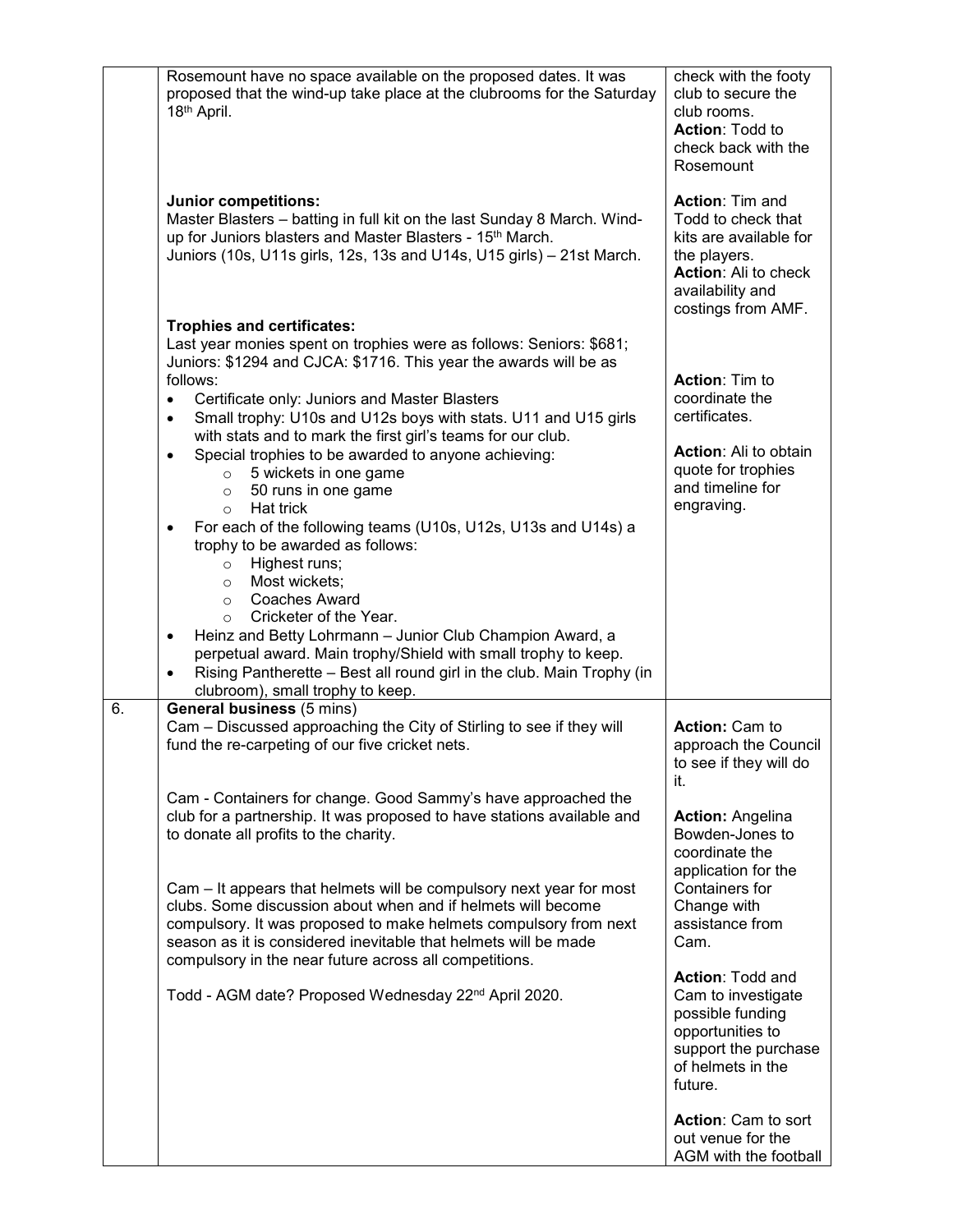| | | |
|---|---|---|
| | Rosemount have no space available on the proposed dates. It was proposed that the wind-up take place at the clubrooms for the Saturday 18th April. | check with the footy club to secure the club rooms.<br>**Action**: Todd to check back with the Rosemount |
| | **Junior competitions:**<br>Master Blasters – batting in full kit on the last Sunday 8 March. Wind-up for Juniors blasters and Master Blasters - 15th March.<br>Juniors (10s, U11s girls, 12s, 13s and U14s, U15 girls) – 21st March. | **Action**: Tim and Todd to check that kits are available for the players.<br>**Action**: Ali to check availability and costings from AMF. |
| | **Trophies and certificates:**<br>Last year monies spent on trophies were as follows: Seniors: $681; Juniors: $1294 and CJCA: $1716. This year the awards will be as follows:<br>• Certificate only: Juniors and Master Blasters<br>• Small trophy: U10s and U12s boys with stats. U11 and U15 girls with stats and to mark the first girl's teams for our club.<br>• Special trophies to be awarded to anyone achieving:<br>&nbsp;&nbsp;&nbsp;&nbsp;○ 5 wickets in one game<br>&nbsp;&nbsp;&nbsp;&nbsp;○ 50 runs in one game<br>&nbsp;&nbsp;&nbsp;&nbsp;○ Hat trick<br>• For each of the following teams (U10s, U12s, U13s and U14s) a trophy to be awarded as follows:<br>&nbsp;&nbsp;&nbsp;&nbsp;○ Highest runs;<br>&nbsp;&nbsp;&nbsp;&nbsp;○ Most wickets;<br>&nbsp;&nbsp;&nbsp;&nbsp;○ Coaches Award<br>&nbsp;&nbsp;&nbsp;&nbsp;○ Cricketer of the Year.<br>• Heinz and Betty Lohrmann – Junior Club Champion Award, a perpetual award. Main trophy/Shield with small trophy to keep.<br>• Rising Pantherette – Best all round girl in the club. Main Trophy (in clubroom), small trophy to keep. | **Action**: Tim to coordinate the certificates.<br><br>**Action**: Ali to obtain quote for trophies and timeline for engraving. |
| 6. | **General business** (5 mins)<br>Cam – Discussed approaching the City of Stirling to see if they will fund the re-carpeting of our five cricket nets.<br><br>Cam - Containers for change. Good Sammy's have approached the club for a partnership. It was proposed to have stations available and to donate all profits to the charity.<br><br>Cam – It appears that helmets will be compulsory next year for most clubs. Some discussion about when and if helmets will become compulsory. It was proposed to make helmets compulsory from next season as it is considered inevitable that helmets will be made compulsory in the near future across all competitions.<br><br>Todd - AGM date? Proposed Wednesday 22nd April 2020. | **Action:** Cam to approach the Council to see if they will do it.<br><br>**Action:** Angelina Bowden-Jones to coordinate the application for the Containers for Change with assistance from Cam.<br><br>**Action**: Todd and Cam to investigate possible funding opportunities to support the purchase of helmets in the future.<br><br>**Action**: Cam to sort out venue for the AGM with the football |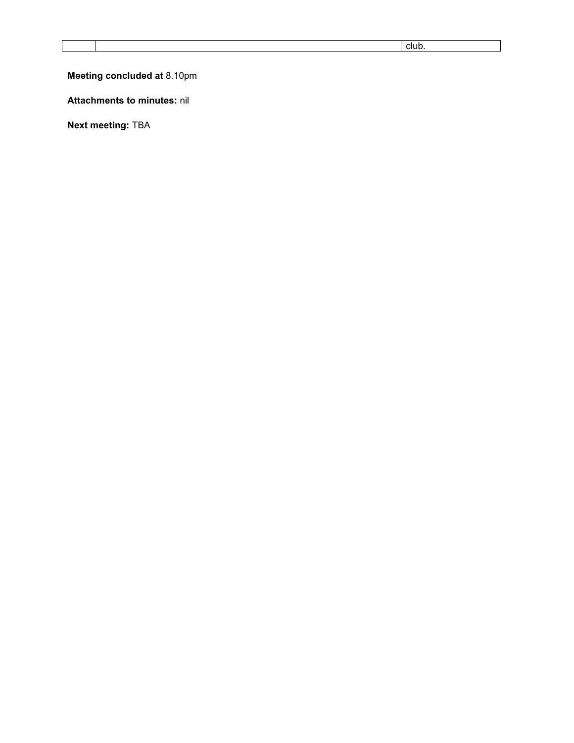| | | |
|---|---|---|
| | | club. |

**Meeting concluded at** 8.10pm

**Attachments to minutes:** nil

**Next meeting:** TBA